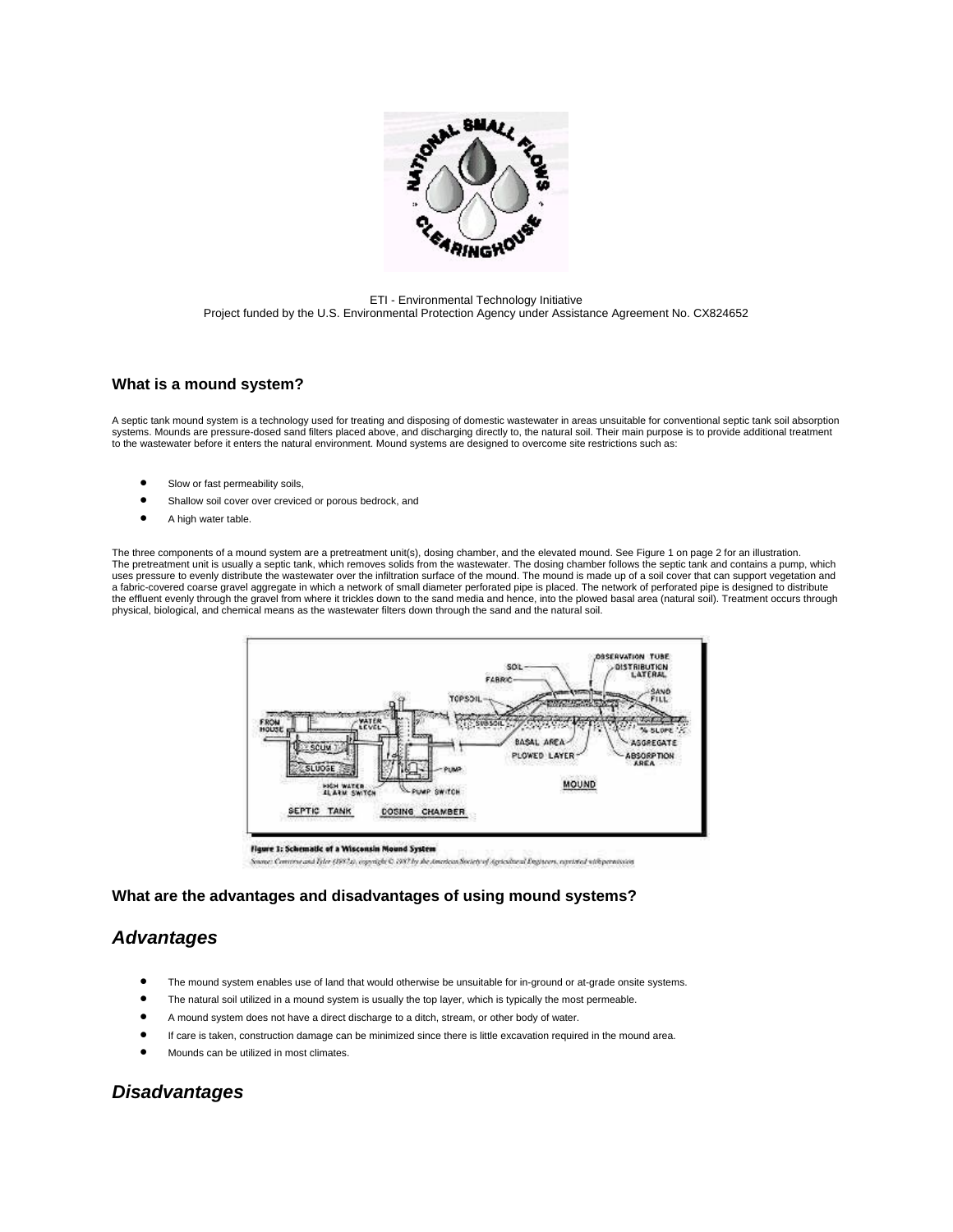ETI - Environmental Technology Initiative
Project funded by the U.S. Environmental Protection Agency under Assistance Agreement No. CX824652

## What is a mound system?

A septic tank mound system is a technology used for treating and disposing of domestic wastewater in areas unsuitable for conventional septic tank soil absorption systems. Mounds are pressure-dosed sand filters placed above, and discharging directly to, the natural soil. Their main purpose is to provide additional treatment to the wastewater before it enters the natural environment. Mound systems are designed to overcome site restrictions such as:

- Slow or fast permeability soils,
- Shallow soil cover over creviced or porous bedrock, and
- A high water table.

The three components of a mound system are a pretreatment unit(s), dosing chamber, and the elevated mound. See Figure 1 on page 2 for an illustration. The pretreatment unit is usually a septic tank, which removes solids from the wastewater. The dosing chamber follows the septic tank and contains a pump, which uses pressure to evenly distribute the wastewater over the infiltration surface of the mound. The mound is made up of a soil cover that can support vegetation and a fabric-covered coarse gravel aggregate in which a network of small diameter perforated pipe is placed. The network of perforated pipe is designed to distribute the effluent evenly through the gravel from where it trickles down to the sand media and hence, into the plowed basal area (natural soil). Treatment occurs through physical, biological, and chemical means as the wastewater filters down through the sand and the natural soil.

**Figure 1: Schematic of a Wisconsin Mound System**

Source: Converse and Tyler (1987a), copyright © 1987 by the American Society of Agricultural Engineers, reprinted with permission.

## What are the advantages and disadvantages of using mound systems?

## *Advantages*

- The mound system enables use of land that would otherwise be unsuitable for in-ground or at-grade onsite systems.
- The natural soil utilized in a mound system is usually the top layer, which is typically the most permeable.
- A mound system does not have a direct discharge to a ditch, stream, or other body of water.
- If care is taken, construction damage can be minimized since there is little excavation required in the mound area.
- Mounds can be utilized in most climates.

## *Disadvantages*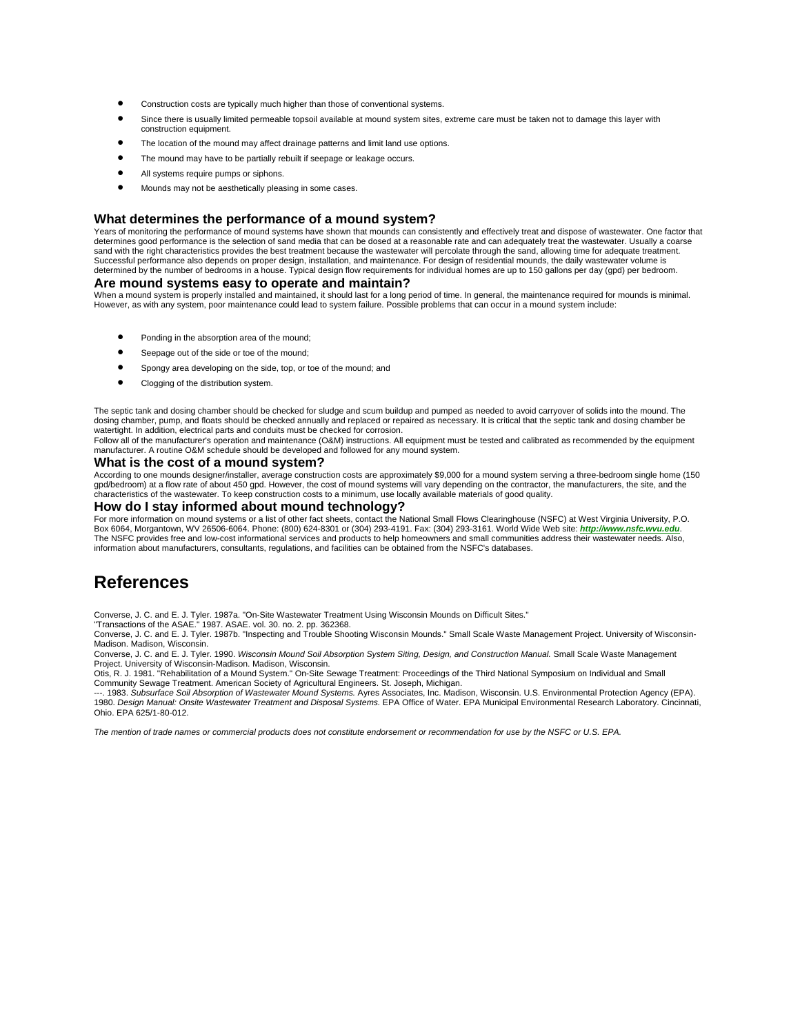- Construction costs are typically much higher than those of conventional systems.
- Since there is usually limited permeable topsoil available at mound system sites, extreme care must be taken not to damage this layer with construction equipment.
- The location of the mound may affect drainage patterns and limit land use options.
- The mound may have to be partially rebuilt if seepage or leakage occurs.
- All systems require pumps or siphons.
- Mounds may not be aesthetically pleasing in some cases.

### What determines the performance of a mound system?

Years of monitoring the performance of mound systems have shown that mounds can consistently and effectively treat and dispose of wastewater. One factor that determines good performance is the selection of sand media that can be dosed at a reasonable rate and can adequately treat the wastewater. Usually a coarse sand with the right characteristics provides the best treatment because the wastewater will percolate through the sand, allowing time for adequate treatment. Successful performance also depends on proper design, installation, and maintenance. For design of residential mounds, the daily wastewater volume is determined by the number of bedrooms in a house. Typical design flow requirements for individual homes are up to 150 gallons per day (gpd) per bedroom.

### Are mound systems easy to operate and maintain?

When a mound system is properly installed and maintained, it should last for a long period of time. In general, the maintenance required for mounds is minimal. However, as with any system, poor maintenance could lead to system failure. Possible problems that can occur in a mound system include:

- Ponding in the absorption area of the mound;
- Seepage out of the side or toe of the mound;
- Spongy area developing on the side, top, or toe of the mound; and
- Clogging of the distribution system.

The septic tank and dosing chamber should be checked for sludge and scum buildup and pumped as needed to avoid carryover of solids into the mound. The dosing chamber, pump, and floats should be checked annually and replaced or repaired as necessary. It is critical that the septic tank and dosing chamber be watertight. In addition, electrical parts and conduits must be checked for corrosion.

Follow all of the manufacturer's operation and maintenance (O&M) instructions. All equipment must be tested and calibrated as recommended by the equipment manufacturer. A routine O&M schedule should be developed and followed for any mound system.

### What is the cost of a mound system?

According to one mounds designer/installer, average construction costs are approximately $9,000 for a mound system serving a three-bedroom single home (150 gpd/bedroom) at a flow rate of about 450 gpd. However, the cost of mound systems will vary depending on the contractor, the manufacturers, the site, and the characteristics of the wastewater. To keep construction costs to a minimum, use locally available materials of good quality.

### How do I stay informed about mound technology?

For more information on mound systems or a list of other fact sheets, contact the National Small Flows Clearinghouse (NSFC) at West Virginia University, P.O. Box 6064, Morgantown, WV 26506-6064. Phone: (800) 624-8301 or (304) 293-4191. Fax: (304) 293-3161. World Wide Web site: ***http://www.nsfc.wvu.edu***. The NSFC provides free and low-cost informational services and products to help homeowners and small communities address their wastewater needs. Also, information about manufacturers, consultants, regulations, and facilities can be obtained from the NSFC's databases.

## References

Converse, J. C. and E. J. Tyler. 1987a. "On-Site Wastewater Treatment Using Wisconsin Mounds on Difficult Sites." "Transactions of the ASAE." 1987. ASAE. vol. 30. no. 2. pp. 362368.

Converse, J. C. and E. J. Tyler. 1987b. "Inspecting and Trouble Shooting Wisconsin Mounds." Small Scale Waste Management Project. University of Wisconsin-Madison. Madison, Wisconsin.

Converse, J. C. and E. J. Tyler. 1990. *Wisconsin Mound Soil Absorption System Siting, Design, and Construction Manual.* Small Scale Waste Management Project. University of Wisconsin-Madison. Madison, Wisconsin.

Otis, R. J. 1981. "Rehabilitation of a Mound System." On-Site Sewage Treatment: Proceedings of the Third National Symposium on Individual and Small Community Sewage Treatment. American Society of Agricultural Engineers. St. Joseph, Michigan.

---. 1983. *Subsurface Soil Absorption of Wastewater Mound Systems.* Ayres Associates, Inc. Madison, Wisconsin. U.S. Environmental Protection Agency (EPA). 1980. *Design Manual: Onsite Wastewater Treatment and Disposal Systems.* EPA Office of Water. EPA Municipal Environmental Research Laboratory. Cincinnati, Ohio. EPA 625/1-80-012.

*The mention of trade names or commercial products does not constitute endorsement or recommendation for use by the NSFC or U.S. EPA.*